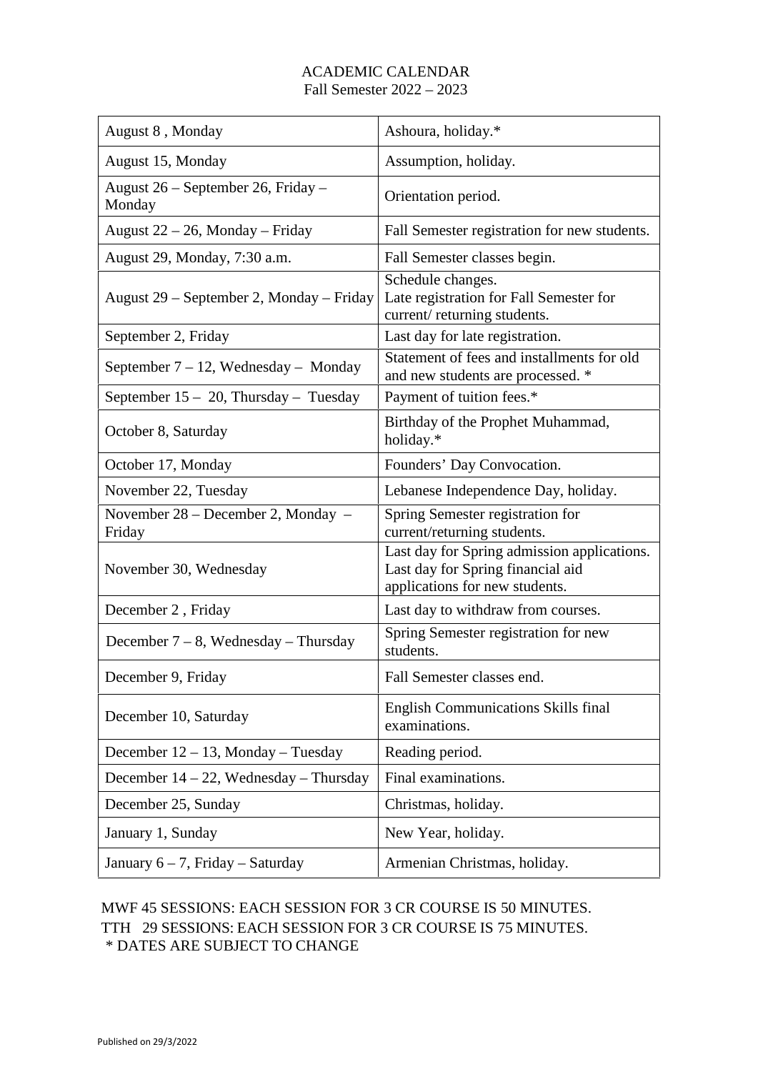# ACADEMIC CALENDAR
## Fall Semester 2022 – 2023

| | |
|---|---|
| August 8 , Monday | Ashoura, holiday.* |
| August 15, Monday | Assumption, holiday. |
| August 26 – September 26, Friday – Monday | Orientation period. |
| August 22 – 26, Monday – Friday | Fall Semester registration for new students. |
| August 29, Monday, 7:30 a.m. | Fall Semester classes begin. |
| August 29 – September 2, Monday – Friday | Schedule changes.<br>Late registration for Fall Semester for current/ returning students. |
| September 2, Friday | Last day for late registration. |
| September 7 – 12, Wednesday – Monday | Statement of fees and installments for old and new students are processed. * |
| September 15 – 20, Thursday – Tuesday | Payment of tuition fees.* |
| October 8, Saturday | Birthday of the Prophet Muhammad, holiday.* |
| October 17, Monday | Founders' Day Convocation. |
| November 22, Tuesday | Lebanese Independence Day, holiday. |
| November 28 – December 2, Monday – Friday | Spring Semester registration for current/returning students. |
| November 30, Wednesday | Last day for Spring admission applications.<br>Last day for Spring financial aid applications for new students. |
| December 2 , Friday | Last day to withdraw from courses. |
| December 7 – 8, Wednesday – Thursday | Spring Semester registration for new students. |
| December 9, Friday | Fall Semester classes end. |
| December 10, Saturday | English Communications Skills final examinations. |
| December 12 – 13, Monday – Tuesday | Reading period. |
| December 14 – 22, Wednesday – Thursday | Final examinations. |
| December 25, Sunday | Christmas, holiday. |
| January 1, Sunday | New Year, holiday. |
| January 6 – 7, Friday – Saturday | Armenian Christmas, holiday. |

MWF 45 SESSIONS: EACH SESSION FOR 3 CR COURSE IS 50 MINUTES.
TTH 29 SESSIONS: EACH SESSION FOR 3 CR COURSE IS 75 MINUTES.
* DATES ARE SUBJECT TO CHANGE

Published on 29/3/2022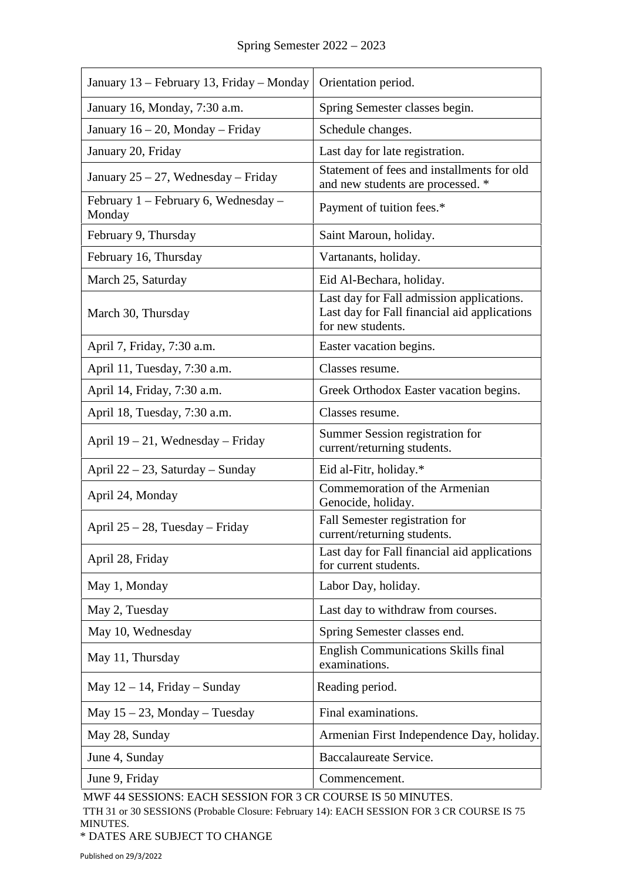Spring Semester 2022 – 2023

| | |
|---|---|
| January 13 – February 13, Friday – Monday | Orientation period. |
| January 16, Monday, 7:30 a.m. | Spring Semester classes begin. |
| January 16 – 20, Monday – Friday | Schedule changes. |
| January 20, Friday | Last day for late registration. |
| January 25 – 27, Wednesday – Friday | Statement of fees and installments for old and new students are processed. * |
| February 1 – February 6, Wednesday – Monday | Payment of tuition fees.* |
| February 9, Thursday | Saint Maroun, holiday. |
| February 16, Thursday | Vartanants, holiday. |
| March 25, Saturday | Eid Al-Bechara, holiday. |
| March 30, Thursday | Last day for Fall admission applications. Last day for Fall financial aid applications for new students. |
| April 7, Friday, 7:30 a.m. | Easter vacation begins. |
| April 11, Tuesday, 7:30 a.m. | Classes resume. |
| April 14, Friday, 7:30 a.m. | Greek Orthodox Easter vacation begins. |
| April 18, Tuesday, 7:30 a.m. | Classes resume. |
| April 19 – 21, Wednesday – Friday | Summer Session registration for current/returning students. |
| April 22 – 23, Saturday – Sunday | Eid al-Fitr, holiday.* |
| April 24, Monday | Commemoration of the Armenian Genocide, holiday. |
| April 25 – 28, Tuesday – Friday | Fall Semester registration for current/returning students. |
| April 28, Friday | Last day for Fall financial aid applications for current students. |
| May 1, Monday | Labor Day, holiday. |
| May 2, Tuesday | Last day to withdraw from courses. |
| May 10, Wednesday | Spring Semester classes end. |
| May 11, Thursday | English Communications Skills final examinations. |
| May 12 – 14, Friday – Sunday | Reading period. |
| May 15 – 23, Monday – Tuesday | Final examinations. |
| May 28, Sunday | Armenian First Independence Day, holiday. |
| June 4, Sunday | Baccalaureate Service. |
| June 9, Friday | Commencement. |

MWF 44 SESSIONS: EACH SESSION FOR 3 CR COURSE IS 50 MINUTES.

TTH 31 or 30 SESSIONS (Probable Closure: February 14): EACH SESSION FOR 3 CR COURSE IS 75 MINUTES.

* DATES ARE SUBJECT TO CHANGE

Published on 29/3/2022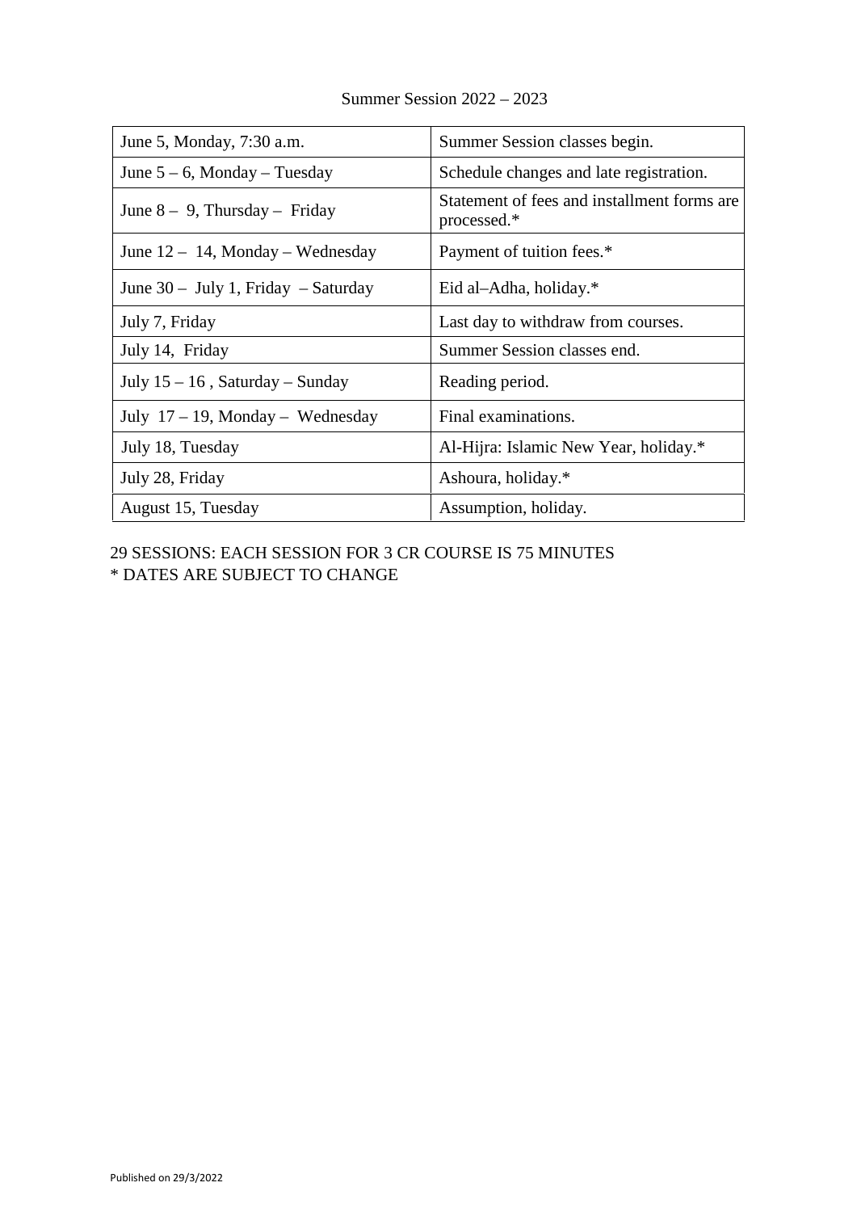Summer Session 2022 – 2023

| | |
|---|---|
| June 5, Monday, 7:30 a.m. | Summer Session classes begin. |
| June 5 – 6, Monday – Tuesday | Schedule changes and late registration. |
| June 8 – 9, Thursday – Friday | Statement of fees and installment forms are processed.* |
| June 12 – 14, Monday – Wednesday | Payment of tuition fees.* |
| June 30 – July 1, Friday – Saturday | Eid al–Adha, holiday.* |
| July 7, Friday | Last day to withdraw from courses. |
| July 14, Friday | Summer Session classes end. |
| July 15 – 16 , Saturday – Sunday | Reading period. |
| July 17 – 19, Monday – Wednesday | Final examinations. |
| July 18, Tuesday | Al-Hijra: Islamic New Year, holiday.* |
| July 28, Friday | Ashoura, holiday.* |
| August 15, Tuesday | Assumption, holiday. |

29 SESSIONS: EACH SESSION FOR 3 CR COURSE IS 75 MINUTES
* DATES ARE SUBJECT TO CHANGE

Published on 29/3/2022